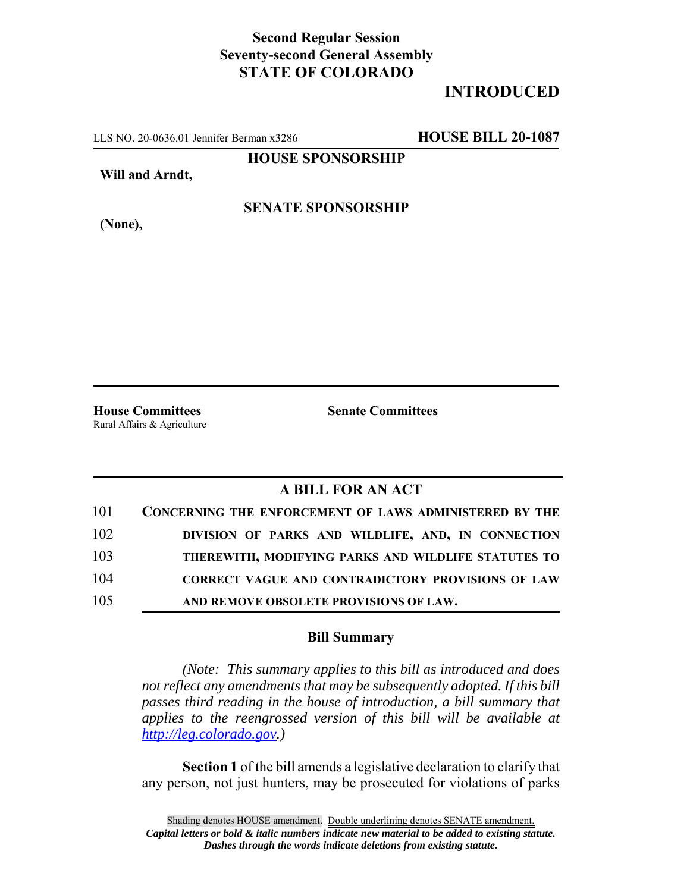**Second Regular Session**
**Seventy-second General Assembly**
**STATE OF COLORADO**

# INTRODUCED

LLS NO. 20-0636.01 Jennifer Berman x3286 **HOUSE BILL 20-1087**

**HOUSE SPONSORSHIP**

**Will and Arndt,**

**SENATE SPONSORSHIP**

**(None),**

**House Committees**
Rural Affairs & Agriculture

**Senate Committees**

## A BILL FOR AN ACT

101 **CONCERNING THE ENFORCEMENT OF LAWS ADMINISTERED BY THE**
102 **DIVISION OF PARKS AND WILDLIFE, AND, IN CONNECTION**
103 **THEREWITH, MODIFYING PARKS AND WILDLIFE STATUTES TO**
104 **CORRECT VAGUE AND CONTRADICTORY PROVISIONS OF LAW**
105 **AND REMOVE OBSOLETE PROVISIONS OF LAW.**

### Bill Summary

*(Note: This summary applies to this bill as introduced and does not reflect any amendments that may be subsequently adopted. If this bill passes third reading in the house of introduction, a bill summary that applies to the reengrossed version of this bill will be available at [http://leg.colorado.gov](http://leg.colorado.gov).)*

**Section 1** of the bill amends a legislative declaration to clarify that any person, not just hunters, may be prosecuted for violations of parks

Shading denotes HOUSE amendment. Double underlining denotes SENATE amendment.
***Capital letters or bold & italic numbers indicate new material to be added to existing statute.***
***Dashes through the words indicate deletions from existing statute.***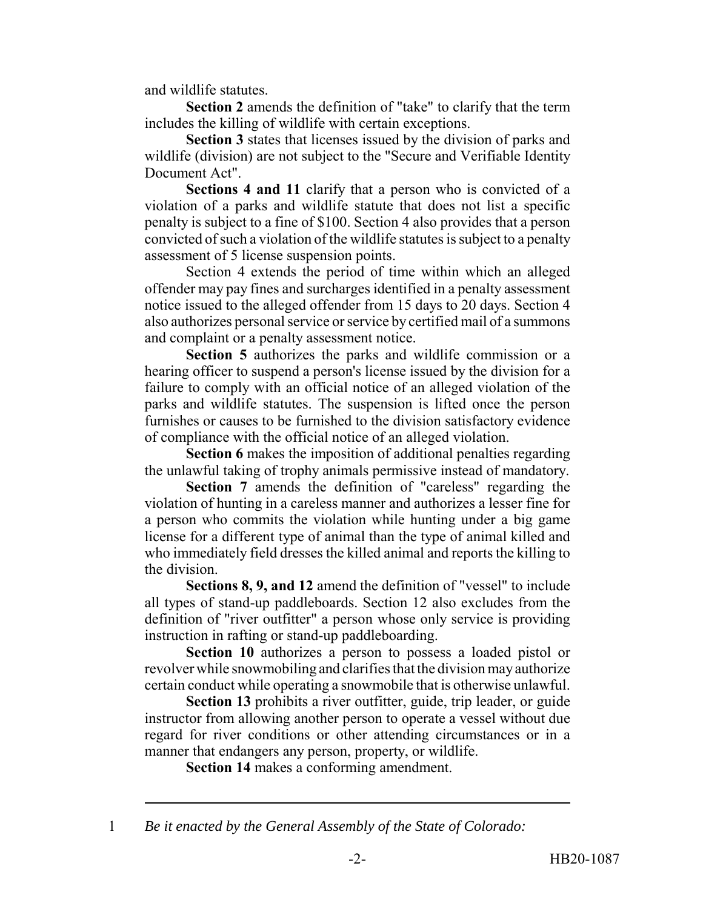and wildlife statutes.

**Section 2** amends the definition of "take" to clarify that the term includes the killing of wildlife with certain exceptions.

**Section 3** states that licenses issued by the division of parks and wildlife (division) are not subject to the "Secure and Verifiable Identity Document Act".

**Sections 4 and 11** clarify that a person who is convicted of a violation of a parks and wildlife statute that does not list a specific penalty is subject to a fine of $100. Section 4 also provides that a person convicted of such a violation of the wildlife statutes is subject to a penalty assessment of 5 license suspension points.

Section 4 extends the period of time within which an alleged offender may pay fines and surcharges identified in a penalty assessment notice issued to the alleged offender from 15 days to 20 days. Section 4 also authorizes personal service or service by certified mail of a summons and complaint or a penalty assessment notice.

**Section 5** authorizes the parks and wildlife commission or a hearing officer to suspend a person's license issued by the division for a failure to comply with an official notice of an alleged violation of the parks and wildlife statutes. The suspension is lifted once the person furnishes or causes to be furnished to the division satisfactory evidence of compliance with the official notice of an alleged violation.

**Section 6** makes the imposition of additional penalties regarding the unlawful taking of trophy animals permissive instead of mandatory.

**Section 7** amends the definition of "careless" regarding the violation of hunting in a careless manner and authorizes a lesser fine for a person who commits the violation while hunting under a big game license for a different type of animal than the type of animal killed and who immediately field dresses the killed animal and reports the killing to the division.

**Sections 8, 9, and 12** amend the definition of "vessel" to include all types of stand-up paddleboards. Section 12 also excludes from the definition of "river outfitter" a person whose only service is providing instruction in rafting or stand-up paddleboarding.

**Section 10** authorizes a person to possess a loaded pistol or revolver while snowmobiling and clarifies that the division may authorize certain conduct while operating a snowmobile that is otherwise unlawful.

**Section 13** prohibits a river outfitter, guide, trip leader, or guide instructor from allowing another person to operate a vessel without due regard for river conditions or other attending circumstances or in a manner that endangers any person, property, or wildlife.

**Section 14** makes a conforming amendment.

---

1 *Be it enacted by the General Assembly of the State of Colorado:*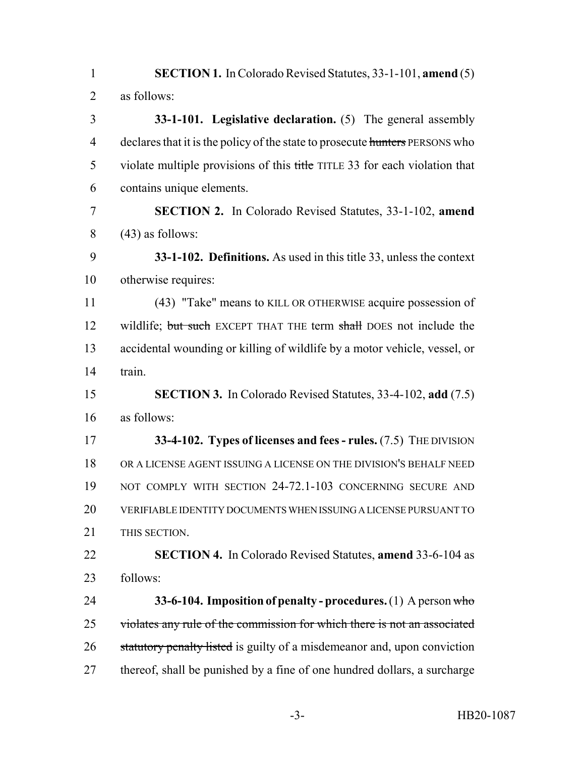**SECTION 1.** In Colorado Revised Statutes, 33-1-101, **amend** (5) as follows:

**33-1-101. Legislative declaration.** (5) The general assembly declares that it is the policy of the state to prosecute ~~hunters~~ PERSONS who violate multiple provisions of this ~~title~~ TITLE 33 for each violation that contains unique elements.

**SECTION 2.** In Colorado Revised Statutes, 33-1-102, **amend** (43) as follows:

**33-1-102. Definitions.** As used in this title 33, unless the context otherwise requires:

(43) "Take" means to KILL OR OTHERWISE acquire possession of wildlife; ~~but such~~ EXCEPT THAT THE term ~~shall~~ DOES not include the accidental wounding or killing of wildlife by a motor vehicle, vessel, or train.

**SECTION 3.** In Colorado Revised Statutes, 33-4-102, **add** (7.5) as follows:

**33-4-102. Types of licenses and fees - rules.** (7.5) THE DIVISION OR A LICENSE AGENT ISSUING A LICENSE ON THE DIVISION'S BEHALF NEED NOT COMPLY WITH SECTION 24-72.1-103 CONCERNING SECURE AND VERIFIABLE IDENTITY DOCUMENTS WHEN ISSUING A LICENSE PURSUANT TO THIS SECTION.

**SECTION 4.** In Colorado Revised Statutes, **amend** 33-6-104 as follows:

**33-6-104. Imposition of penalty - procedures.** (1) A person ~~who violates any rule of the commission for which there is not an associated statutory penalty listed~~ is guilty of a misdemeanor and, upon conviction thereof, shall be punished by a fine of one hundred dollars, a surcharge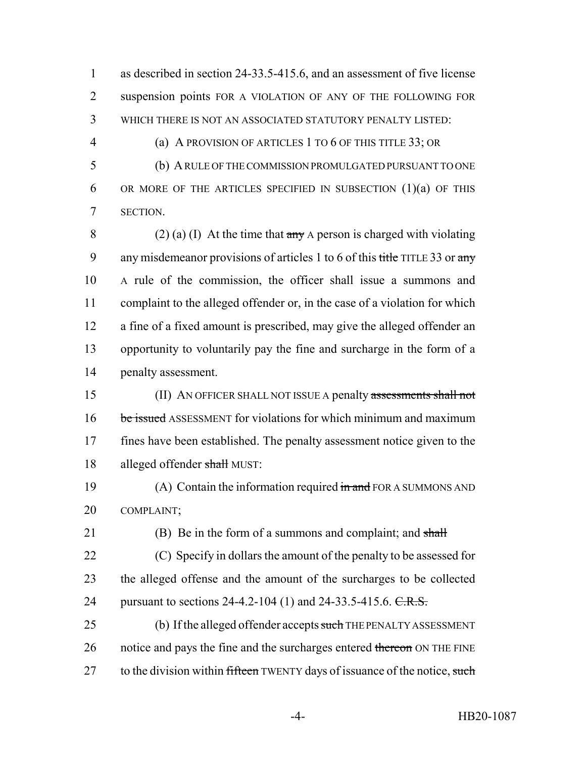as described in section 24-33.5-415.6, and an assessment of five license suspension points FOR A VIOLATION OF ANY OF THE FOLLOWING FOR WHICH THERE IS NOT AN ASSOCIATED STATUTORY PENALTY LISTED:

(a) A PROVISION OF ARTICLES 1 TO 6 OF THIS TITLE 33; OR

(b) A RULE OF THE COMMISSION PROMULGATED PURSUANT TO ONE OR MORE OF THE ARTICLES SPECIFIED IN SUBSECTION (1)(a) OF THIS SECTION.

(2) (a) (I) At the time that ~~any~~ A person is charged with violating any misdemeanor provisions of articles 1 to 6 of this ~~title~~ TITLE 33 or ~~any~~ A rule of the commission, the officer shall issue a summons and complaint to the alleged offender or, in the case of a violation for which a fine of a fixed amount is prescribed, may give the alleged offender an opportunity to voluntarily pay the fine and surcharge in the form of a penalty assessment.

(II) AN OFFICER SHALL NOT ISSUE A penalty ~~assessments shall not be issued~~ ASSESSMENT for violations for which minimum and maximum fines have been established. The penalty assessment notice given to the alleged offender ~~shall~~ MUST:

(A) Contain the information required ~~in and~~ FOR A SUMMONS AND COMPLAINT;

(B) Be in the form of a summons and complaint; and ~~shall~~

(C) Specify in dollars the amount of the penalty to be assessed for the alleged offense and the amount of the surcharges to be collected pursuant to sections 24-4.2-104 (1) and 24-33.5-415.6. ~~C.R.S.~~

(b) If the alleged offender accepts ~~such~~ THE PENALTY ASSESSMENT notice and pays the fine and the surcharges entered ~~thereon~~ ON THE FINE to the division within ~~fifteen~~ TWENTY days of issuance of the notice, ~~such~~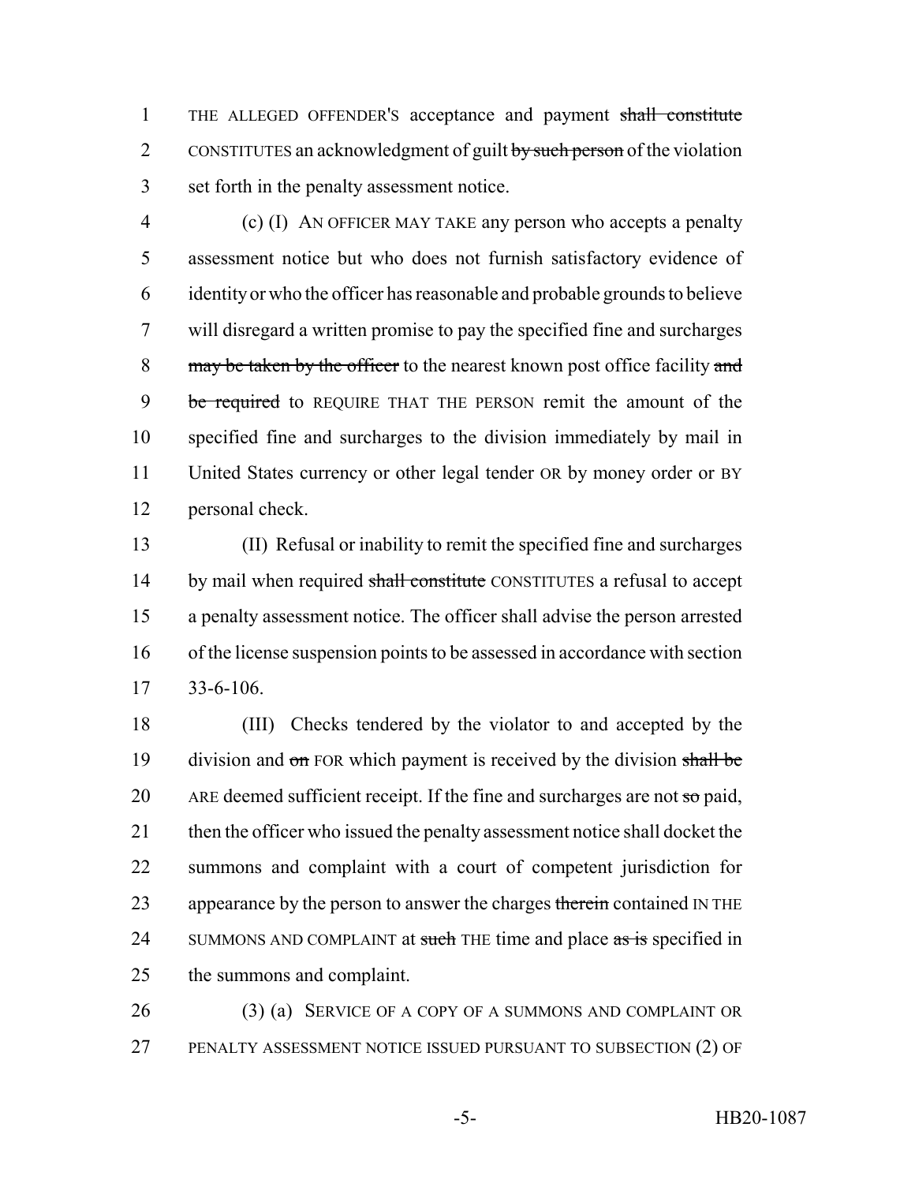THE ALLEGED OFFENDER'S acceptance and payment ~~shall constitute~~ CONSTITUTES an acknowledgment of guilt ~~by such person~~ of the violation set forth in the penalty assessment notice.

(c) (I) AN OFFICER MAY TAKE any person who accepts a penalty assessment notice but who does not furnish satisfactory evidence of identity or who the officer has reasonable and probable grounds to believe will disregard a written promise to pay the specified fine and surcharges ~~may be taken by the officer~~ to the nearest known post office facility ~~and be required~~ to REQUIRE THAT THE PERSON remit the amount of the specified fine and surcharges to the division immediately by mail in United States currency or other legal tender OR by money order or BY personal check.

(II) Refusal or inability to remit the specified fine and surcharges by mail when required ~~shall constitute~~ CONSTITUTES a refusal to accept a penalty assessment notice. The officer shall advise the person arrested of the license suspension points to be assessed in accordance with section 33-6-106.

(III) Checks tendered by the violator to and accepted by the division and ~~on~~ FOR which payment is received by the division ~~shall be~~ ARE deemed sufficient receipt. If the fine and surcharges are not ~~so~~ paid, then the officer who issued the penalty assessment notice shall docket the summons and complaint with a court of competent jurisdiction for appearance by the person to answer the charges ~~therein~~ contained IN THE SUMMONS AND COMPLAINT at ~~such~~ THE time and place ~~as is~~ specified in the summons and complaint.

(3) (a) SERVICE OF A COPY OF A SUMMONS AND COMPLAINT OR PENALTY ASSESSMENT NOTICE ISSUED PURSUANT TO SUBSECTION (2) OF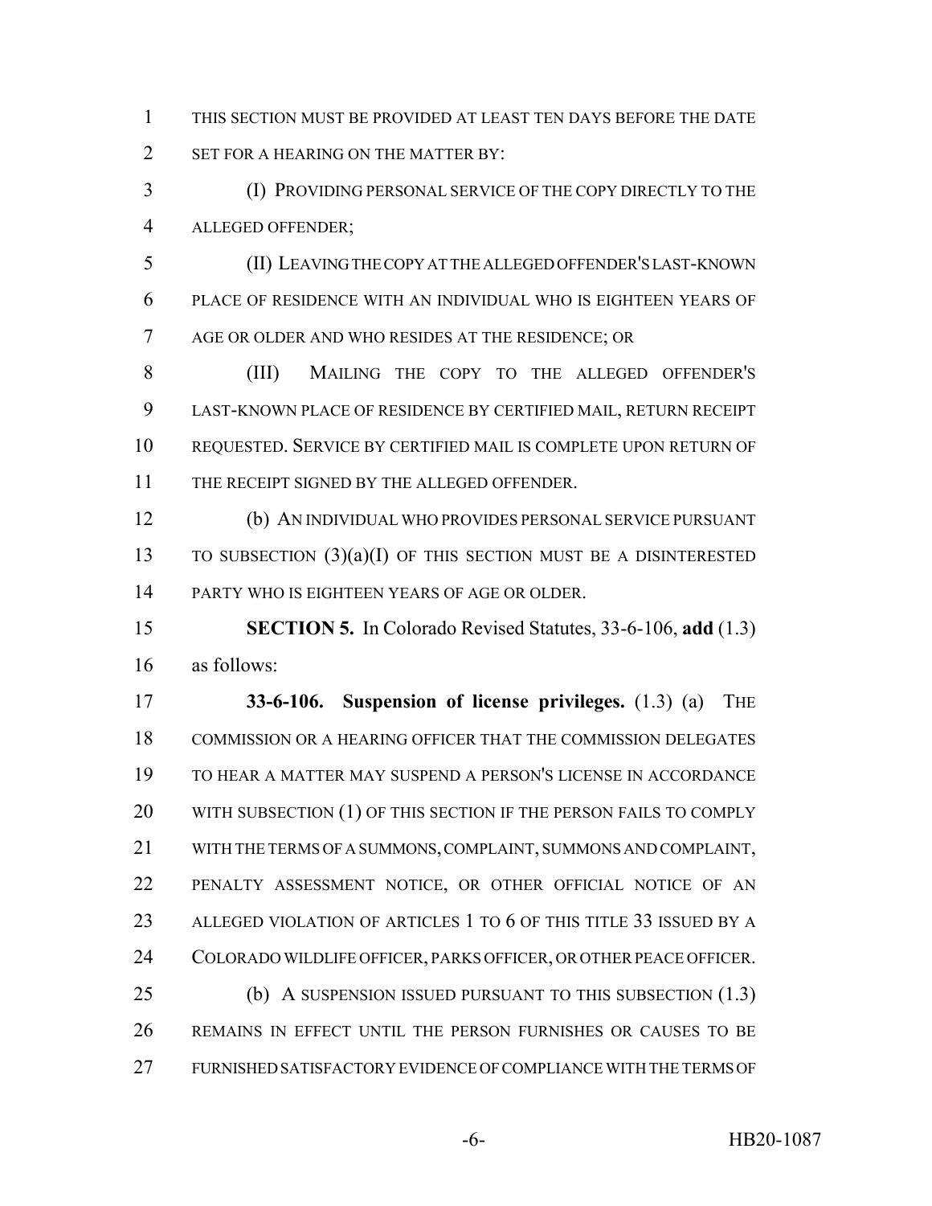THIS SECTION MUST BE PROVIDED AT LEAST TEN DAYS BEFORE THE DATE SET FOR A HEARING ON THE MATTER BY:

(I) PROVIDING PERSONAL SERVICE OF THE COPY DIRECTLY TO THE ALLEGED OFFENDER;

(II) LEAVING THE COPY AT THE ALLEGED OFFENDER'S LAST-KNOWN PLACE OF RESIDENCE WITH AN INDIVIDUAL WHO IS EIGHTEEN YEARS OF AGE OR OLDER AND WHO RESIDES AT THE RESIDENCE; OR

(III) MAILING THE COPY TO THE ALLEGED OFFENDER'S LAST-KNOWN PLACE OF RESIDENCE BY CERTIFIED MAIL, RETURN RECEIPT REQUESTED. SERVICE BY CERTIFIED MAIL IS COMPLETE UPON RETURN OF THE RECEIPT SIGNED BY THE ALLEGED OFFENDER.

(b) AN INDIVIDUAL WHO PROVIDES PERSONAL SERVICE PURSUANT TO SUBSECTION (3)(a)(I) OF THIS SECTION MUST BE A DISINTERESTED PARTY WHO IS EIGHTEEN YEARS OF AGE OR OLDER.

**SECTION 5.** In Colorado Revised Statutes, 33-6-106, **add** (1.3) as follows:

**33-6-106. Suspension of license privileges.** (1.3) (a) THE COMMISSION OR A HEARING OFFICER THAT THE COMMISSION DELEGATES TO HEAR A MATTER MAY SUSPEND A PERSON'S LICENSE IN ACCORDANCE WITH SUBSECTION (1) OF THIS SECTION IF THE PERSON FAILS TO COMPLY WITH THE TERMS OF A SUMMONS, COMPLAINT, SUMMONS AND COMPLAINT, PENALTY ASSESSMENT NOTICE, OR OTHER OFFICIAL NOTICE OF AN ALLEGED VIOLATION OF ARTICLES 1 TO 6 OF THIS TITLE 33 ISSUED BY A COLORADO WILDLIFE OFFICER, PARKS OFFICER, OR OTHER PEACE OFFICER.

(b) A SUSPENSION ISSUED PURSUANT TO THIS SUBSECTION (1.3) REMAINS IN EFFECT UNTIL THE PERSON FURNISHES OR CAUSES TO BE FURNISHED SATISFACTORY EVIDENCE OF COMPLIANCE WITH THE TERMS OF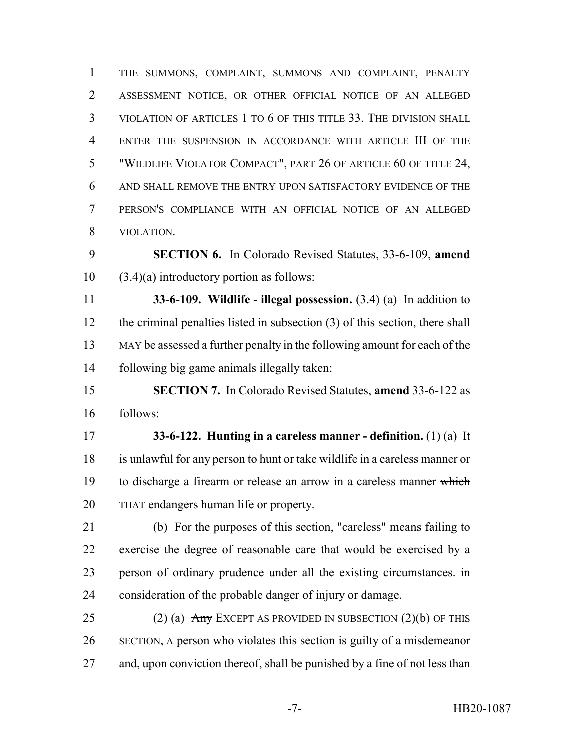THE SUMMONS, COMPLAINT, SUMMONS AND COMPLAINT, PENALTY ASSESSMENT NOTICE, OR OTHER OFFICIAL NOTICE OF AN ALLEGED VIOLATION OF ARTICLES 1 TO 6 OF THIS TITLE 33. THE DIVISION SHALL ENTER THE SUSPENSION IN ACCORDANCE WITH ARTICLE III OF THE "WILDLIFE VIOLATOR COMPACT", PART 26 OF ARTICLE 60 OF TITLE 24, AND SHALL REMOVE THE ENTRY UPON SATISFACTORY EVIDENCE OF THE PERSON'S COMPLIANCE WITH AN OFFICIAL NOTICE OF AN ALLEGED VIOLATION.

**SECTION 6.** In Colorado Revised Statutes, 33-6-109, **amend** (3.4)(a) introductory portion as follows:

**33-6-109. Wildlife - illegal possession.** (3.4) (a) In addition to the criminal penalties listed in subsection (3) of this section, there ~~shall~~ MAY be assessed a further penalty in the following amount for each of the following big game animals illegally taken:

**SECTION 7.** In Colorado Revised Statutes, **amend** 33-6-122 as follows:

**33-6-122. Hunting in a careless manner - definition.** (1) (a) It is unlawful for any person to hunt or take wildlife in a careless manner or to discharge a firearm or release an arrow in a careless manner ~~which~~ THAT endangers human life or property.

(b) For the purposes of this section, "careless" means failing to exercise the degree of reasonable care that would be exercised by a person of ordinary prudence under all the existing circumstances. ~~in consideration of the probable danger of injury or damage.~~

(2) (a) ~~Any~~ EXCEPT AS PROVIDED IN SUBSECTION (2)(b) OF THIS SECTION, A person who violates this section is guilty of a misdemeanor and, upon conviction thereof, shall be punished by a fine of not less than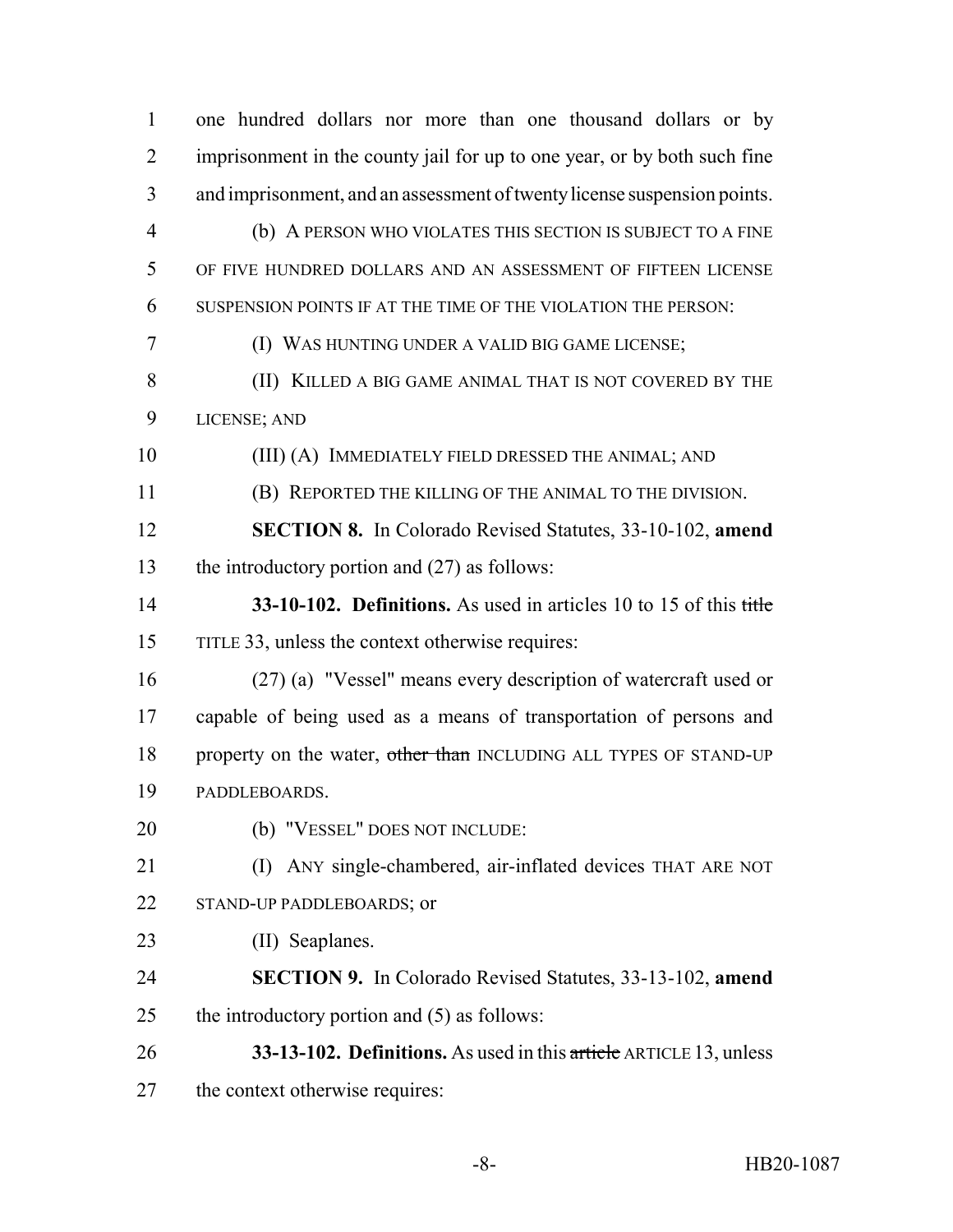one hundred dollars nor more than one thousand dollars or by imprisonment in the county jail for up to one year, or by both such fine and imprisonment, and an assessment of twenty license suspension points.

(b) A PERSON WHO VIOLATES THIS SECTION IS SUBJECT TO A FINE OF FIVE HUNDRED DOLLARS AND AN ASSESSMENT OF FIFTEEN LICENSE SUSPENSION POINTS IF AT THE TIME OF THE VIOLATION THE PERSON:

(I) WAS HUNTING UNDER A VALID BIG GAME LICENSE;

(II) KILLED A BIG GAME ANIMAL THAT IS NOT COVERED BY THE LICENSE; AND

(III) (A) IMMEDIATELY FIELD DRESSED THE ANIMAL; AND

(B) REPORTED THE KILLING OF THE ANIMAL TO THE DIVISION.

**SECTION 8.** In Colorado Revised Statutes, 33-10-102, **amend** the introductory portion and (27) as follows:

**33-10-102. Definitions.** As used in articles 10 to 15 of this ~~title~~ TITLE 33, unless the context otherwise requires:

(27) (a) "Vessel" means every description of watercraft used or capable of being used as a means of transportation of persons and property on the water, ~~other than~~ INCLUDING ALL TYPES OF STAND-UP PADDLEBOARDS.

(b) "VESSEL" DOES NOT INCLUDE:

(I) ANY single-chambered, air-inflated devices THAT ARE NOT STAND-UP PADDLEBOARDS; or

(II) Seaplanes.

**SECTION 9.** In Colorado Revised Statutes, 33-13-102, **amend** the introductory portion and (5) as follows:

**33-13-102. Definitions.** As used in this ~~article~~ ARTICLE 13, unless the context otherwise requires: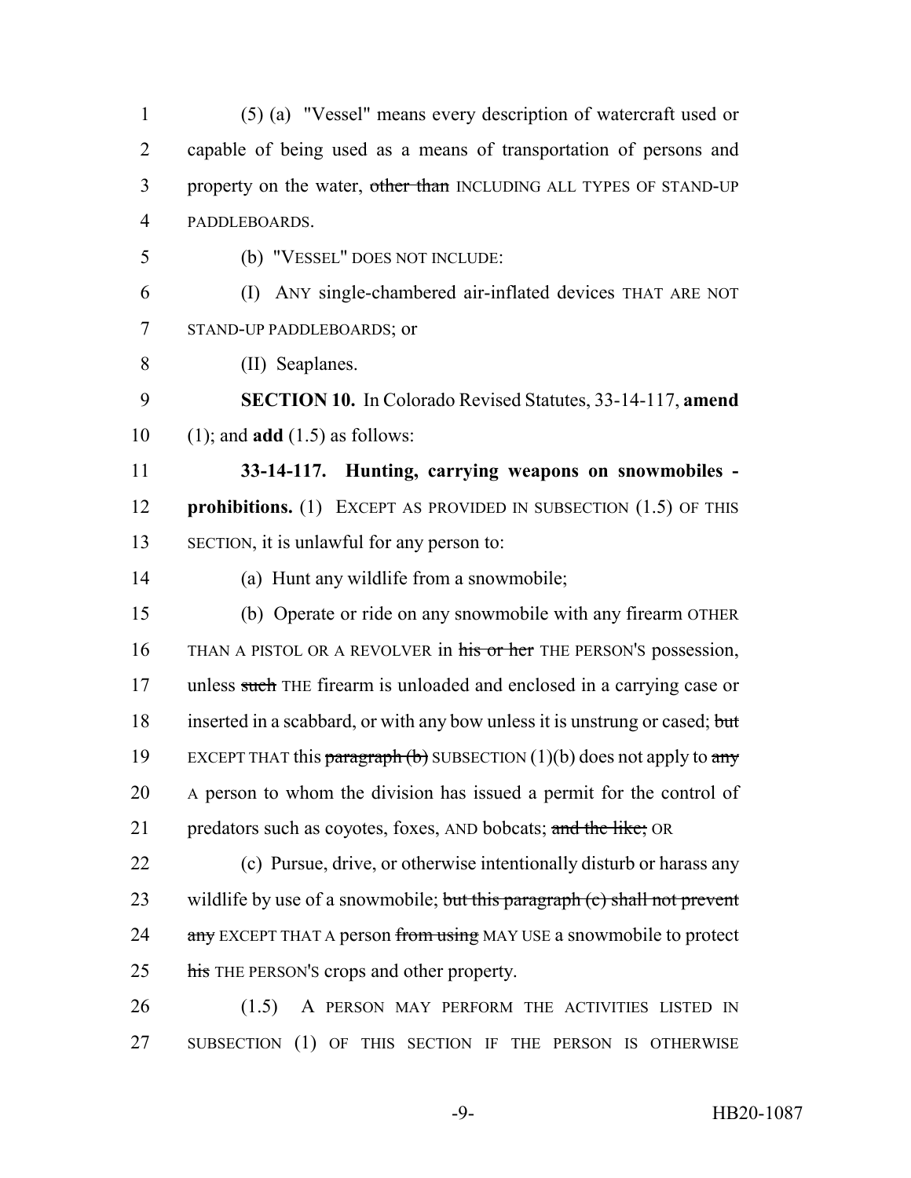(5) (a) "Vessel" means every description of watercraft used or capable of being used as a means of transportation of persons and property on the water, ~~other than~~ INCLUDING ALL TYPES OF STAND-UP PADDLEBOARDS.

(b) "VESSEL" DOES NOT INCLUDE:

(I) ANY single-chambered air-inflated devices THAT ARE NOT STAND-UP PADDLEBOARDS; or

(II) Seaplanes.

**SECTION 10.** In Colorado Revised Statutes, 33-14-117, **amend** (1); and **add** (1.5) as follows:

**33-14-117. Hunting, carrying weapons on snowmobiles - prohibitions.** (1) EXCEPT AS PROVIDED IN SUBSECTION (1.5) OF THIS SECTION, it is unlawful for any person to:

(a) Hunt any wildlife from a snowmobile;

(b) Operate or ride on any snowmobile with any firearm OTHER THAN A PISTOL OR A REVOLVER in ~~his or her~~ THE PERSON'S possession, unless ~~such~~ THE firearm is unloaded and enclosed in a carrying case or inserted in a scabbard, or with any bow unless it is unstrung or cased; ~~but~~ EXCEPT THAT this ~~paragraph (b)~~ SUBSECTION (1)(b) does not apply to ~~any~~ A person to whom the division has issued a permit for the control of predators such as coyotes, foxes, AND bobcats; ~~and the like;~~ OR

(c) Pursue, drive, or otherwise intentionally disturb or harass any wildlife by use of a snowmobile; ~~but this paragraph (c) shall not prevent any~~ EXCEPT THAT A person ~~from using~~ MAY USE a snowmobile to protect ~~his~~ THE PERSON'S crops and other property.

(1.5) A PERSON MAY PERFORM THE ACTIVITIES LISTED IN SUBSECTION (1) OF THIS SECTION IF THE PERSON IS OTHERWISE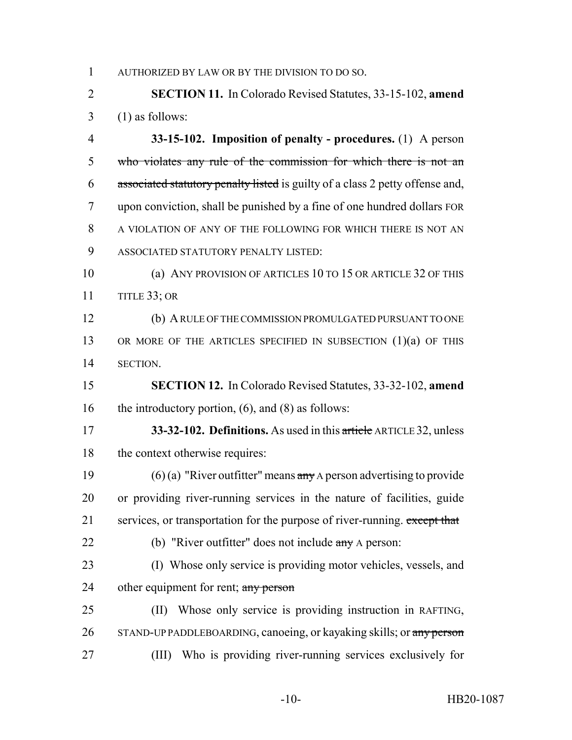AUTHORIZED BY LAW OR BY THE DIVISION TO DO SO.

**SECTION 11.** In Colorado Revised Statutes, 33-15-102, **amend** (1) as follows:

**33-15-102. Imposition of penalty - procedures.** (1) A person ~~who violates any rule of the commission for which there is not an associated statutory penalty listed~~ is guilty of a class 2 petty offense and, upon conviction, shall be punished by a fine of one hundred dollars FOR A VIOLATION OF ANY OF THE FOLLOWING FOR WHICH THERE IS NOT AN ASSOCIATED STATUTORY PENALTY LISTED:

(a) ANY PROVISION OF ARTICLES 10 TO 15 OR ARTICLE 32 OF THIS TITLE 33; OR

(b) A RULE OF THE COMMISSION PROMULGATED PURSUANT TO ONE OR MORE OF THE ARTICLES SPECIFIED IN SUBSECTION (1)(a) OF THIS SECTION.

**SECTION 12.** In Colorado Revised Statutes, 33-32-102, **amend** the introductory portion, (6), and (8) as follows:

**33-32-102. Definitions.** As used in this ~~article~~ ARTICLE 32, unless the context otherwise requires:

(6) (a) "River outfitter" means ~~any~~ A person advertising to provide or providing river-running services in the nature of facilities, guide services, or transportation for the purpose of river-running. ~~except that~~

(b) "River outfitter" does not include ~~any~~ A person:

(I) Whose only service is providing motor vehicles, vessels, and other equipment for rent; ~~any person~~

(II) Whose only service is providing instruction in RAFTING, STAND-UP PADDLEBOARDING, canoeing, or kayaking skills; or ~~any person~~

(III) Who is providing river-running services exclusively for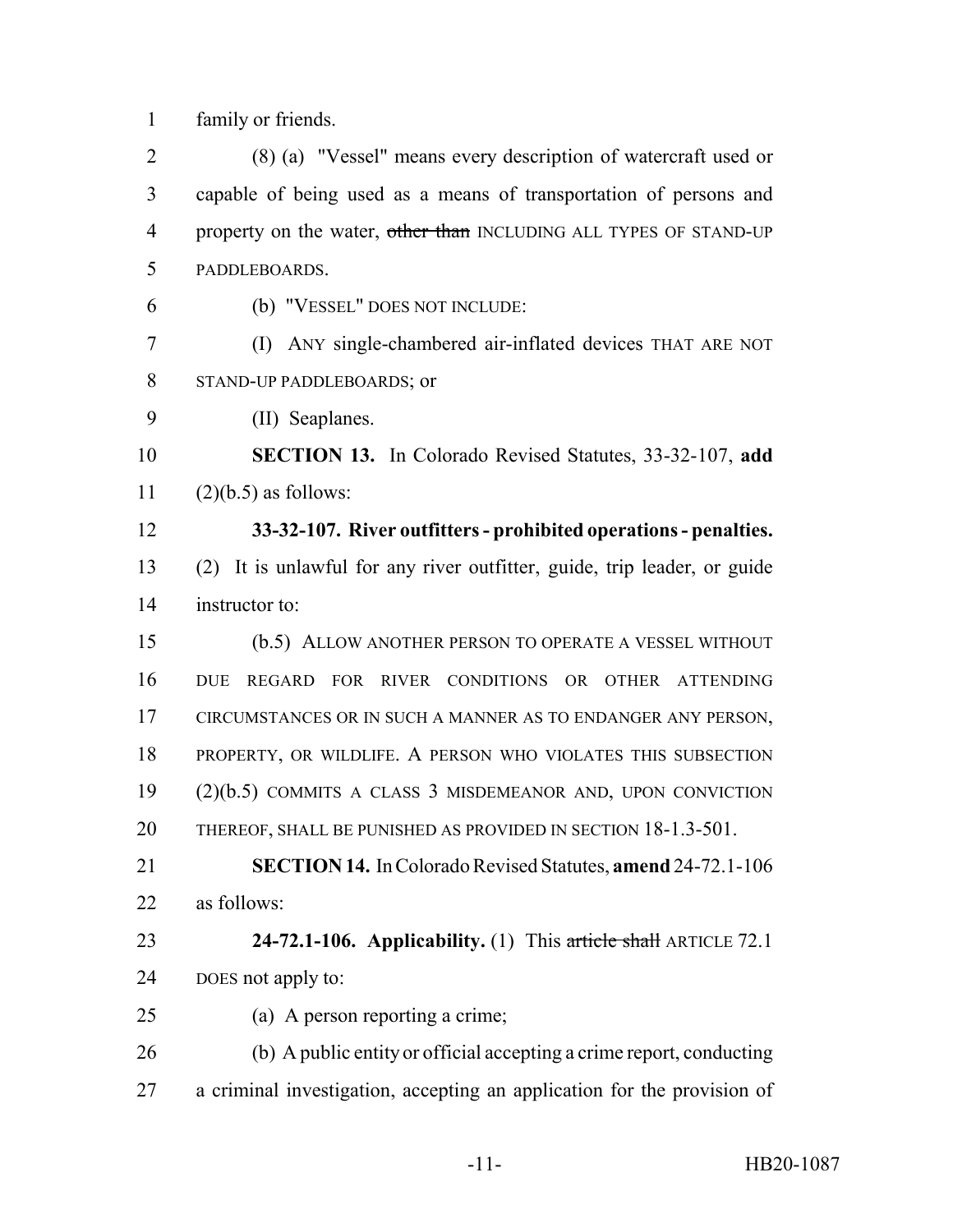family or friends.

(8) (a) "Vessel" means every description of watercraft used or capable of being used as a means of transportation of persons and property on the water, ~~other than~~ INCLUDING ALL TYPES OF STAND-UP PADDLEBOARDS.

(b) "VESSEL" DOES NOT INCLUDE:

(I) ANY single-chambered air-inflated devices THAT ARE NOT STAND-UP PADDLEBOARDS; or

(II) Seaplanes.

**SECTION 13.** In Colorado Revised Statutes, 33-32-107, **add** (2)(b.5) as follows:

**33-32-107. River outfitters - prohibited operations - penalties.** (2) It is unlawful for any river outfitter, guide, trip leader, or guide instructor to:

(b.5) ALLOW ANOTHER PERSON TO OPERATE A VESSEL WITHOUT DUE REGARD FOR RIVER CONDITIONS OR OTHER ATTENDING CIRCUMSTANCES OR IN SUCH A MANNER AS TO ENDANGER ANY PERSON, PROPERTY, OR WILDLIFE. A PERSON WHO VIOLATES THIS SUBSECTION (2)(b.5) COMMITS A CLASS 3 MISDEMEANOR AND, UPON CONVICTION THEREOF, SHALL BE PUNISHED AS PROVIDED IN SECTION 18-1.3-501.

**SECTION 14.** In Colorado Revised Statutes, **amend** 24-72.1-106 as follows:

**24-72.1-106. Applicability.** (1) This ~~article shall~~ ARTICLE 72.1 DOES not apply to:

(a) A person reporting a crime;

(b) A public entity or official accepting a crime report, conducting a criminal investigation, accepting an application for the provision of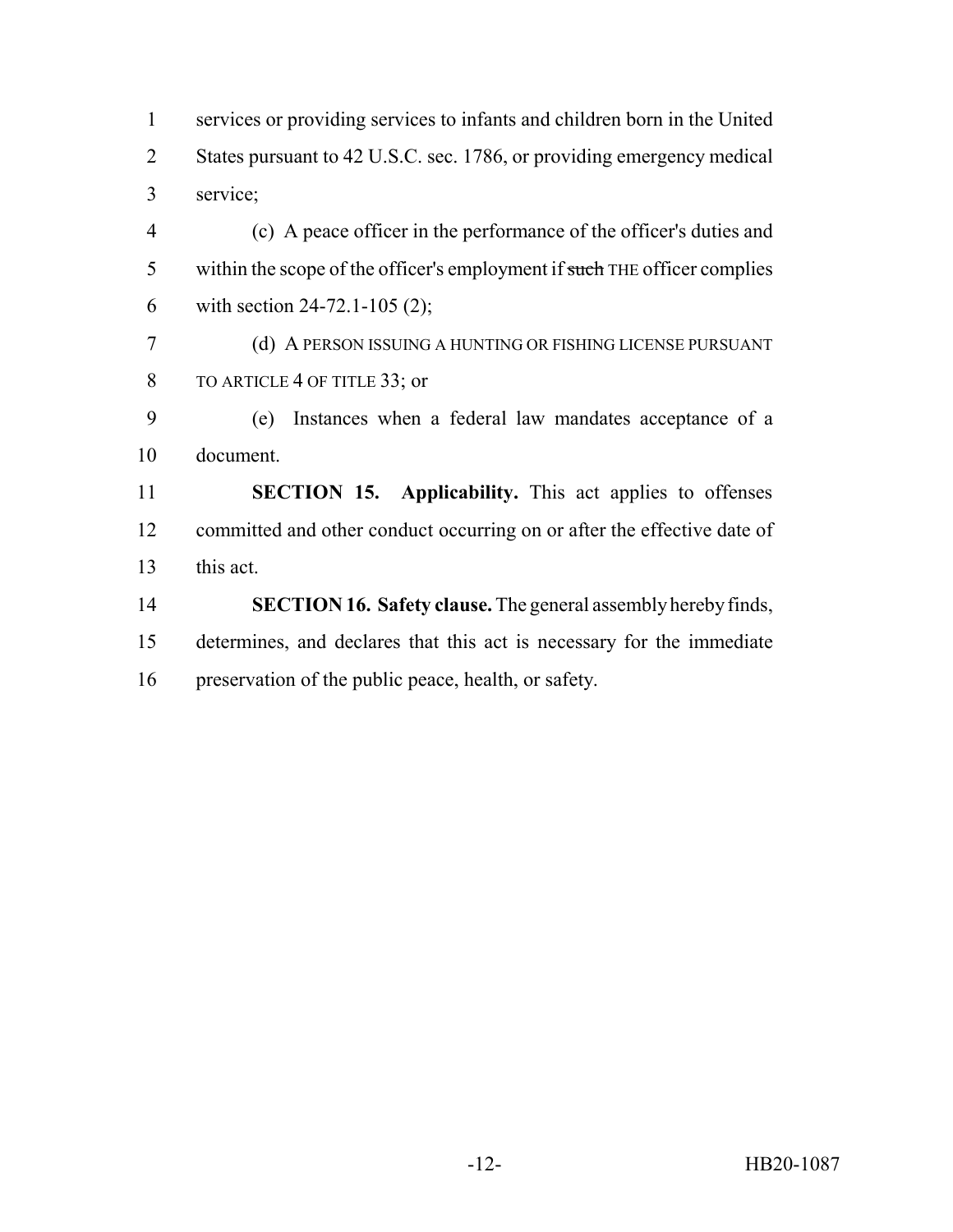1 services or providing services to infants and children born in the United
2 States pursuant to 42 U.S.C. sec. 1786, or providing emergency medical
3 service;

4 (c) A peace officer in the performance of the officer's duties and
5 within the scope of the officer's employment if ~~such~~ THE officer complies
6 with section 24-72.1-105 (2);

7 (d) A PERSON ISSUING A HUNTING OR FISHING LICENSE PURSUANT
8 TO ARTICLE 4 OF TITLE 33; or

9 (e) Instances when a federal law mandates acceptance of a
10 document.

11 **SECTION 15. Applicability.** This act applies to offenses
12 committed and other conduct occurring on or after the effective date of
13 this act.

14 **SECTION 16. Safety clause.** The general assembly hereby finds,
15 determines, and declares that this act is necessary for the immediate
16 preservation of the public peace, health, or safety.